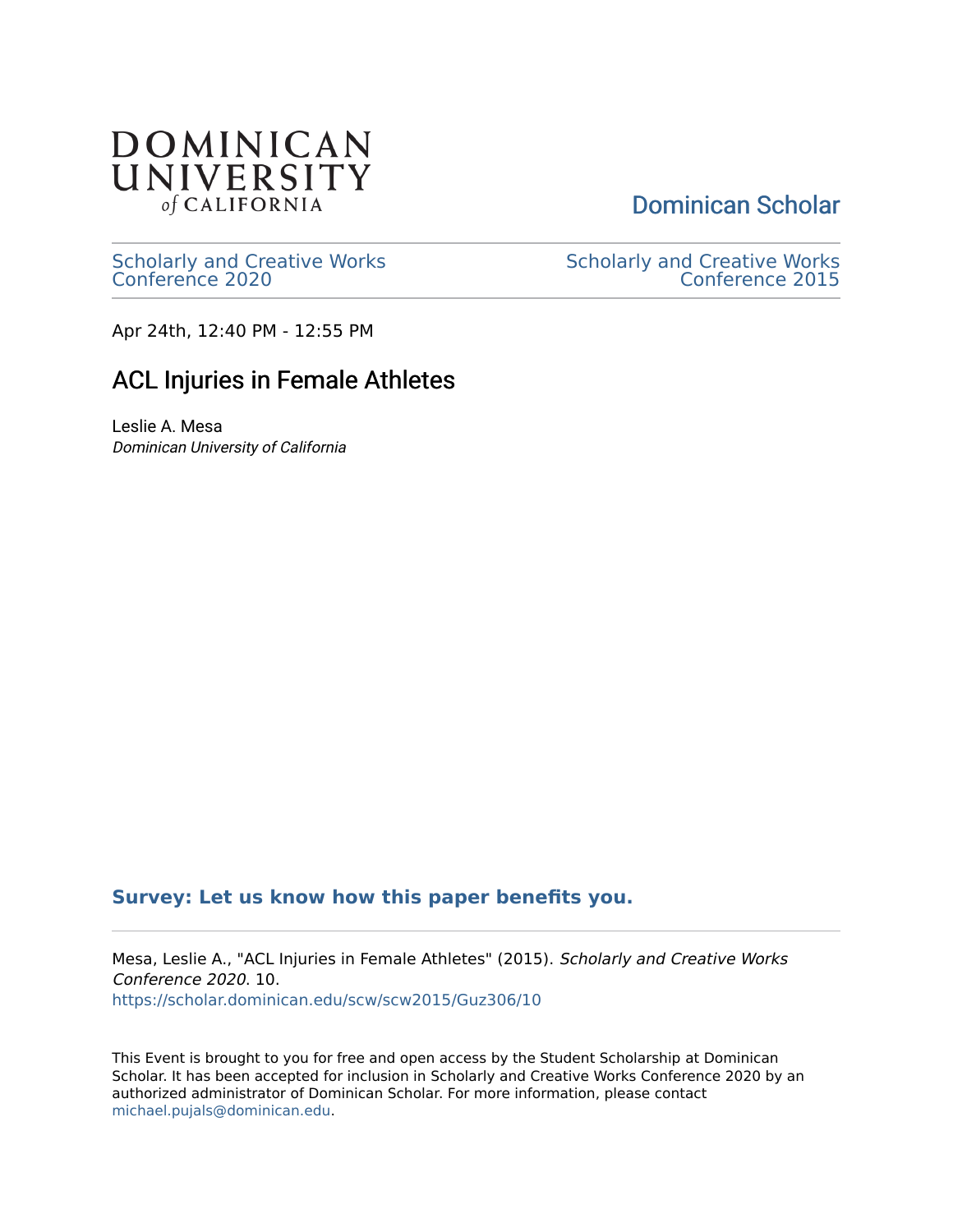Dominican Scholar

Scholarly and Creative Works Conference 2020

Scholarly and Creative Works Conference 2015

Apr 24th, 12:40 PM - 12:55 PM

# ACL Injuries in Female Athletes

Leslie A. Mesa
*Dominican University of California*

**Survey: Let us know how this paper benefits you.**

Mesa, Leslie A., "ACL Injuries in Female Athletes" (2015). *Scholarly and Creative Works Conference 2020*. 10.
https://scholar.dominican.edu/scw/scw2015/Guz306/10

This Event is brought to you for free and open access by the Student Scholarship at Dominican Scholar. It has been accepted for inclusion in Scholarly and Creative Works Conference 2020 by an authorized administrator of Dominican Scholar. For more information, please contact michael.pujals@dominican.edu.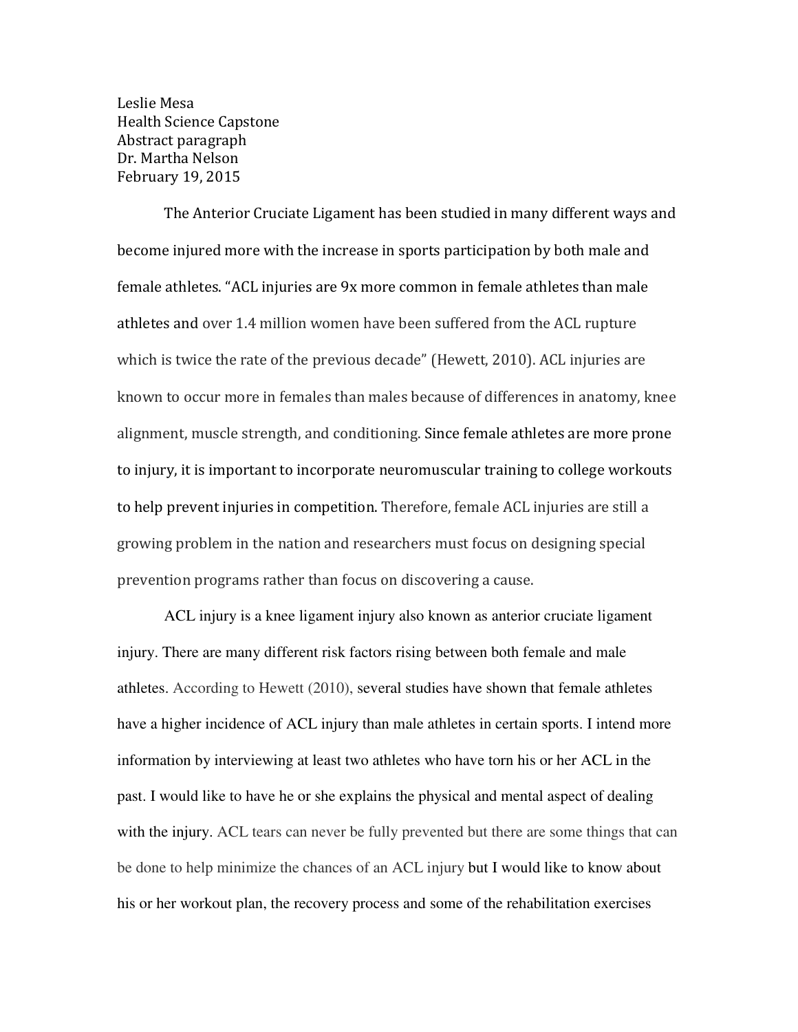Leslie Mesa
Health Science Capstone
Abstract paragraph
Dr. Martha Nelson
February 19, 2015

The Anterior Cruciate Ligament has been studied in many different ways and become injured more with the increase in sports participation by both male and female athletes. "ACL injuries are 9x more common in female athletes than male athletes and over 1.4 million women have been suffered from the ACL rupture which is twice the rate of the previous decade" (Hewett, 2010). ACL injuries are known to occur more in females than males because of differences in anatomy, knee alignment, muscle strength, and conditioning. Since female athletes are more prone to injury, it is important to incorporate neuromuscular training to college workouts to help prevent injuries in competition. Therefore, female ACL injuries are still a growing problem in the nation and researchers must focus on designing special prevention programs rather than focus on discovering a cause.

ACL injury is a knee ligament injury also known as anterior cruciate ligament injury. There are many different risk factors rising between both female and male athletes. According to Hewett (2010), several studies have shown that female athletes have a higher incidence of ACL injury than male athletes in certain sports. I intend more information by interviewing at least two athletes who have torn his or her ACL in the past. I would like to have he or she explains the physical and mental aspect of dealing with the injury. ACL tears can never be fully prevented but there are some things that can be done to help minimize the chances of an ACL injury but I would like to know about his or her workout plan, the recovery process and some of the rehabilitation exercises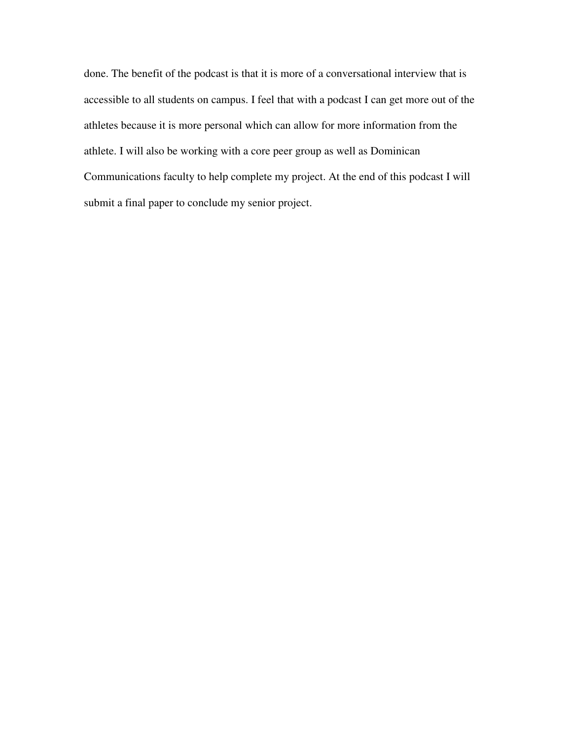done. The benefit of the podcast is that it is more of a conversational interview that is accessible to all students on campus. I feel that with a podcast I can get more out of the athletes because it is more personal which can allow for more information from the athlete. I will also be working with a core peer group as well as Dominican Communications faculty to help complete my project. At the end of this podcast I will submit a final paper to conclude my senior project.